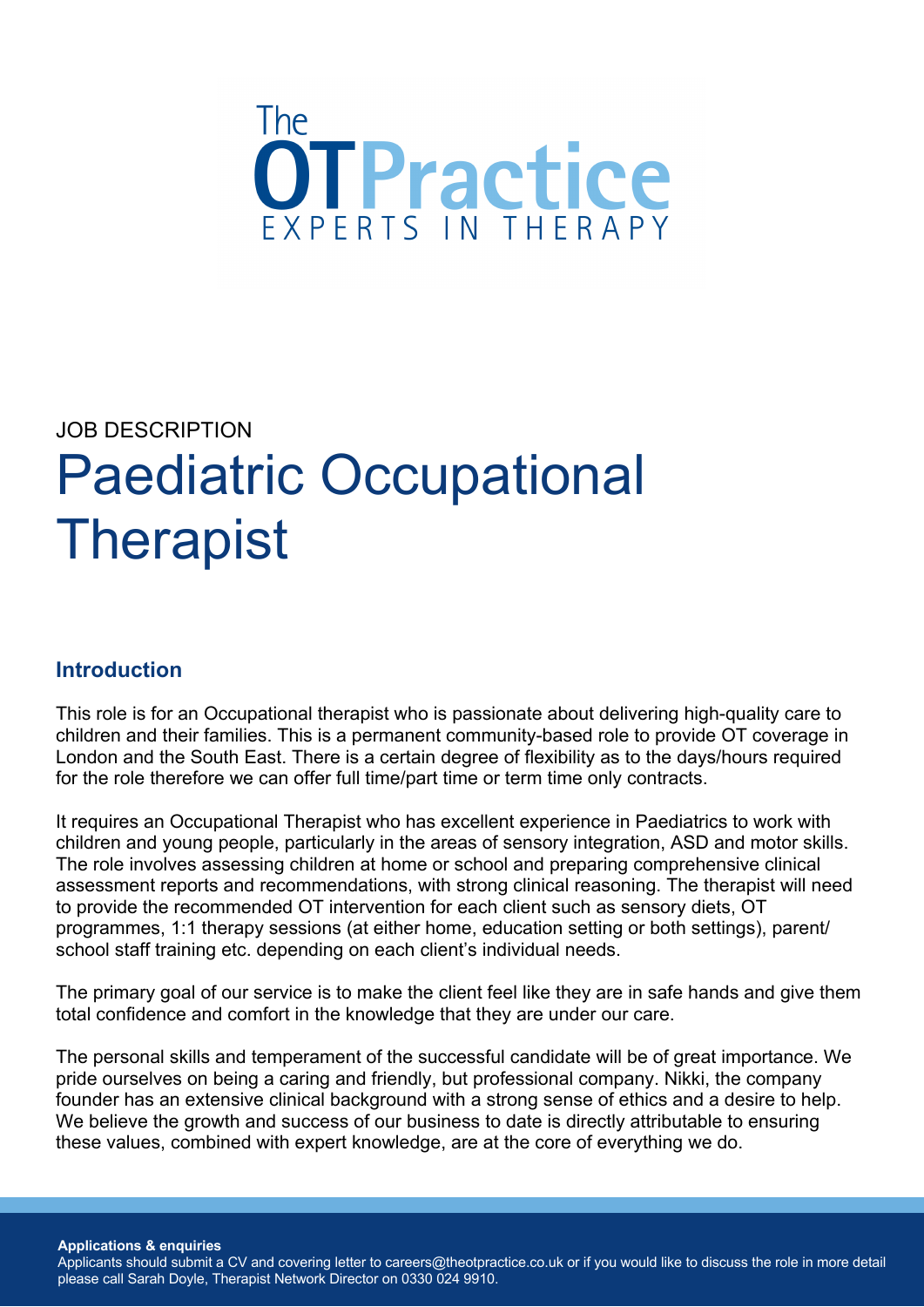The
# OTPractice
EXPERTS IN THERAPY

JOB DESCRIPTION

# Paediatric Occupational Therapist

## Introduction

This role is for an Occupational therapist who is passionate about delivering high-quality care to children and their families. This is a permanent community-based role to provide OT coverage in London and the South East. There is a certain degree of flexibility as to the days/hours required for the role therefore we can offer full time/part time or term time only contracts.

It requires an Occupational Therapist who has excellent experience in Paediatrics to work with children and young people, particularly in the areas of sensory integration, ASD and motor skills. The role involves assessing children at home or school and preparing comprehensive clinical assessment reports and recommendations, with strong clinical reasoning. The therapist will need to provide the recommended OT intervention for each client such as sensory diets, OT programmes, 1:1 therapy sessions (at either home, education setting or both settings), parent/school staff training etc. depending on each client's individual needs.

The primary goal of our service is to make the client feel like they are in safe hands and give them total confidence and comfort in the knowledge that they are under our care.

The personal skills and temperament of the successful candidate will be of great importance. We pride ourselves on being a caring and friendly, but professional company. Nikki, the company founder has an extensive clinical background with a strong sense of ethics and a desire to help. We believe the growth and success of our business to date is directly attributable to ensuring these values, combined with expert knowledge, are at the core of everything we do.

**Applications & enquiries**
Applicants should submit a CV and covering letter to careers@theotpractice.co.uk or if you would like to discuss the role in more detail please call Sarah Doyle, Therapist Network Director on 0330 024 9910.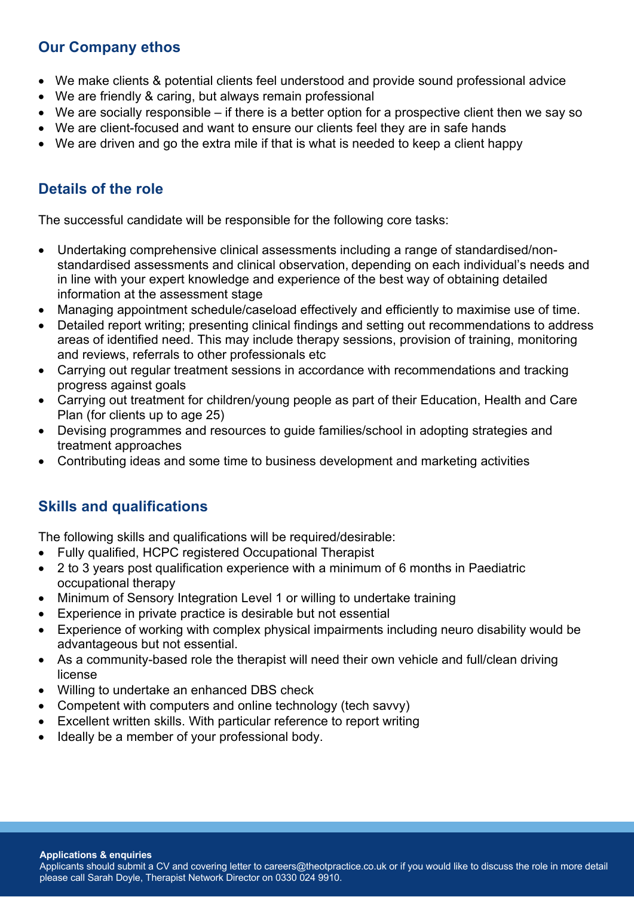## Our Company ethos

- We make clients & potential clients feel understood and provide sound professional advice
- We are friendly & caring, but always remain professional
- We are socially responsible – if there is a better option for a prospective client then we say so
- We are client-focused and want to ensure our clients feel they are in safe hands
- We are driven and go the extra mile if that is what is needed to keep a client happy

## Details of the role

The successful candidate will be responsible for the following core tasks:

- Undertaking comprehensive clinical assessments including a range of standardised/non-standardised assessments and clinical observation, depending on each individual's needs and in line with your expert knowledge and experience of the best way of obtaining detailed information at the assessment stage
- Managing appointment schedule/caseload effectively and efficiently to maximise use of time.
- Detailed report writing; presenting clinical findings and setting out recommendations to address areas of identified need. This may include therapy sessions, provision of training, monitoring and reviews, referrals to other professionals etc
- Carrying out regular treatment sessions in accordance with recommendations and tracking progress against goals
- Carrying out treatment for children/young people as part of their Education, Health and Care Plan (for clients up to age 25)
- Devising programmes and resources to guide families/school in adopting strategies and treatment approaches
- Contributing ideas and some time to business development and marketing activities

## Skills and qualifications

The following skills and qualifications will be required/desirable:

- Fully qualified, HCPC registered Occupational Therapist
- 2 to 3 years post qualification experience with a minimum of 6 months in Paediatric occupational therapy
- Minimum of Sensory Integration Level 1 or willing to undertake training
- Experience in private practice is desirable but not essential
- Experience of working with complex physical impairments including neuro disability would be advantageous but not essential.
- As a community-based role the therapist will need their own vehicle and full/clean driving license
- Willing to undertake an enhanced DBS check
- Competent with computers and online technology (tech savvy)
- Excellent written skills. With particular reference to report writing
- Ideally be a member of your professional body.

**Applications & enquiries**

Applicants should submit a CV and covering letter to careers@theotpractice.co.uk or if you would like to discuss the role in more detail please call Sarah Doyle, Therapist Network Director on 0330 024 9910.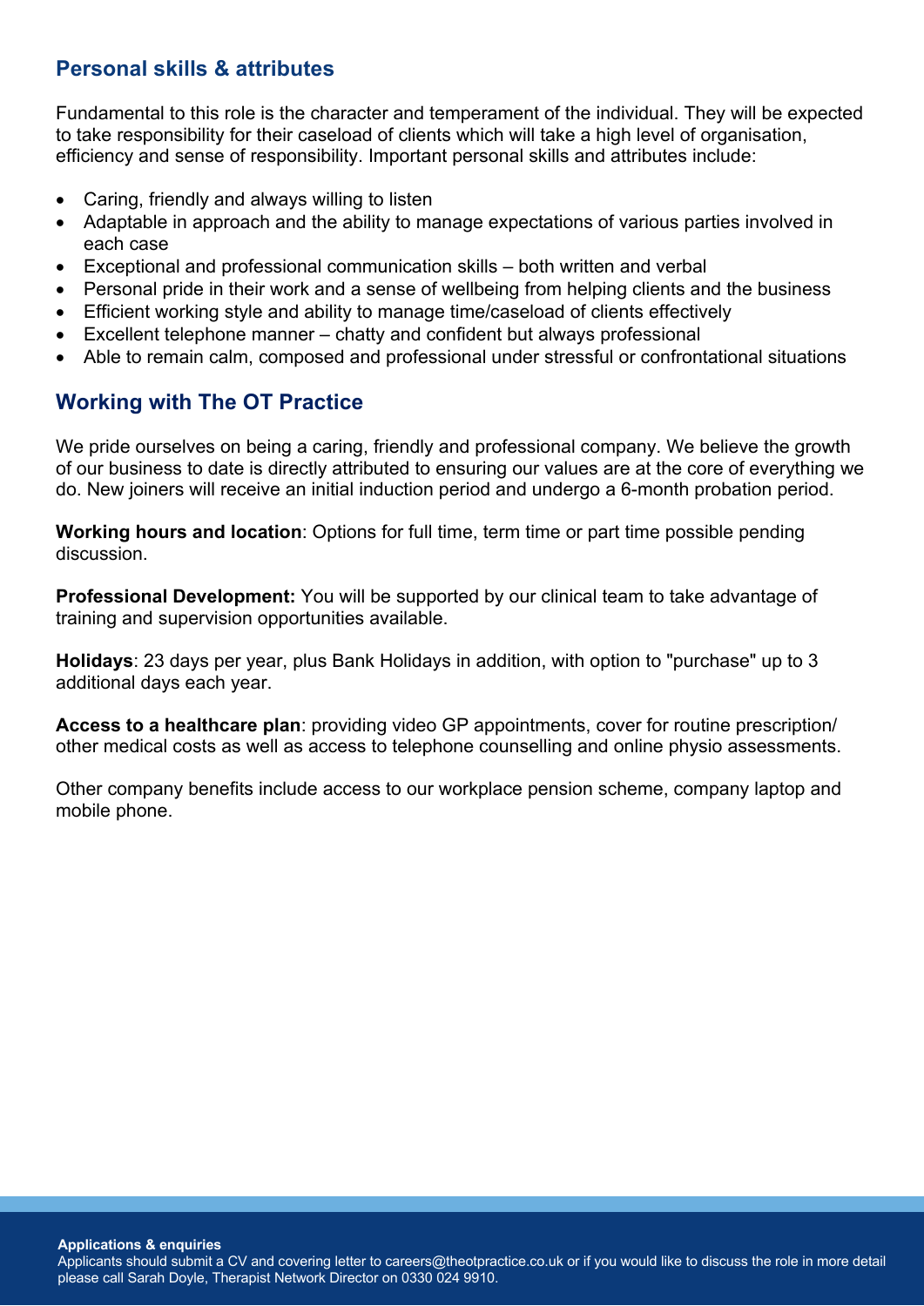## Personal skills & attributes

Fundamental to this role is the character and temperament of the individual. They will be expected to take responsibility for their caseload of clients which will take a high level of organisation, efficiency and sense of responsibility. Important personal skills and attributes include:

- Caring, friendly and always willing to listen
- Adaptable in approach and the ability to manage expectations of various parties involved in each case
- Exceptional and professional communication skills – both written and verbal
- Personal pride in their work and a sense of wellbeing from helping clients and the business
- Efficient working style and ability to manage time/caseload of clients effectively
- Excellent telephone manner – chatty and confident but always professional
- Able to remain calm, composed and professional under stressful or confrontational situations

## Working with The OT Practice

We pride ourselves on being a caring, friendly and professional company. We believe the growth of our business to date is directly attributed to ensuring our values are at the core of everything we do. New joiners will receive an initial induction period and undergo a 6-month probation period.

**Working hours and location**: Options for full time, term time or part time possible pending discussion.

**Professional Development:** You will be supported by our clinical team to take advantage of training and supervision opportunities available.

**Holidays**: 23 days per year, plus Bank Holidays in addition, with option to "purchase" up to 3 additional days each year.

**Access to a healthcare plan**: providing video GP appointments, cover for routine prescription/ other medical costs as well as access to telephone counselling and online physio assessments.

Other company benefits include access to our workplace pension scheme, company laptop and mobile phone.

**Applications & enquiries**

Applicants should submit a CV and covering letter to careers@theotpractice.co.uk or if you would like to discuss the role in more detail please call Sarah Doyle, Therapist Network Director on 0330 024 9910.